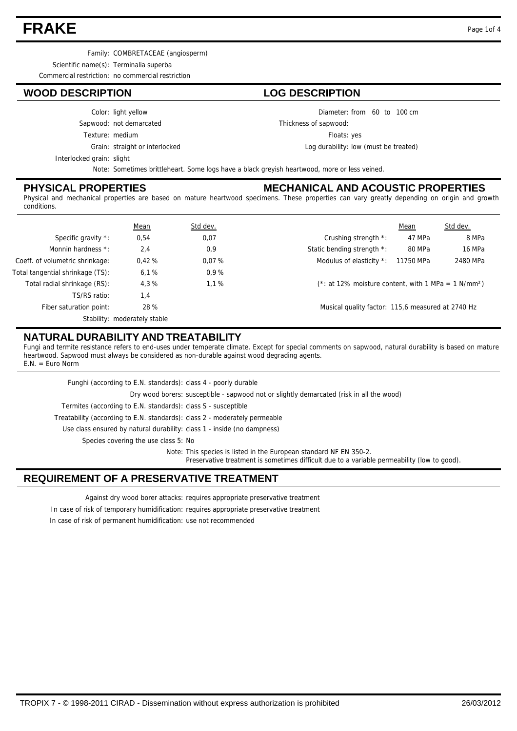# FRAKE

Family: COMBRETACEAE (angiosperm)

Scientific name(s): Terminalia superba

Commercial restriction: no commercial restriction

## WOOD DESCRIPTION

Color: light yellow

Sapwood: not demarcated

Texture: medium

Grain: straight or interlocked

Interlocked grain: slight

Note: Sometimes brittleheart. Some logs have a black greyish heartwood, more or less veined.

## LOG DESCRIPTION

Diameter: from 60 to 100 cm

Thickness of sapwood:

Floats: yes

Log durability: low (must be treated)

## PHYSICAL PROPERTIES

## MECHANICAL AND ACOUSTIC PROPERTIES

Physical and mechanical properties are based on mature heartwood specimens. These properties can vary greatly depending on origin and growth conditions.

| | Mean | Std dev. |
|---|---|---|
| Specific gravity *: | 0,54 | 0,07 |
| Monnin hardness *: | 2,4 | 0,9 |
| Coeff. of volumetric shrinkage: | 0,42 % | 0,07 % |
| Total tangential shrinkage (TS): | 6,1 % | 0,9 % |
| Total radial shrinkage (RS): | 4,3 % | 1,1 % |
| TS/RS ratio: | 1,4 | |
| Fiber saturation point: | 28 % | |

Stability: moderately stable

| | Mean | Std dev. |
|---|---|---|
| Crushing strength *: | 47 MPa | 8 MPa |
| Static bending strength *: | 80 MPa | 16 MPa |
| Modulus of elasticity *: | 11750 MPa | 2480 MPa |

(*: at 12% moisture content, with 1 MPa = 1 N/mm²)

Musical quality factor: 115,6 measured at 2740 Hz

## NATURAL DURABILITY AND TREATABILITY

Fungi and termite resistance refers to end-uses under temperate climate. Except for special comments on sapwood, natural durability is based on mature heartwood. Sapwood must always be considered as non-durable against wood degrading agents.
E.N. = Euro Norm

Funghi (according to E.N. standards): class 4 - poorly durable

Dry wood borers: susceptible - sapwood not or slightly demarcated (risk in all the wood)

Termites (according to E.N. standards): class S - susceptible

Treatability (according to E.N. standards): class 2 - moderately permeable

Use class ensured by natural durability: class 1 - inside (no dampness)

Species covering the use class 5: No

Note: This species is listed in the European standard NF EN 350-2.
Preservative treatment is sometimes difficult due to a variable permeability (low to good).

## REQUIREMENT OF A PRESERVATIVE TREATMENT

Against dry wood borer attacks: requires appropriate preservative treatment

In case of risk of temporary humidification: requires appropriate preservative treatment

In case of risk of permanent humidification: use not recommended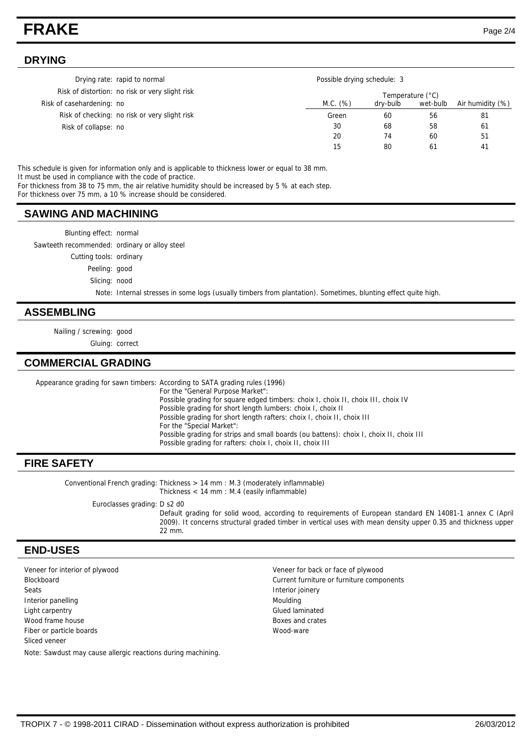## DRYING

Drying rate: rapid to normal
Risk of distortion: no risk or very slight risk
Risk of casehardening: no
Risk of checking: no risk or very slight risk
Risk of collapse: no

Possible drying schedule: 3

| M.C. (%) | Temperature (°C) dry-bulb | Temperature (°C) wet-bulb | Air humidity (%) |
|---|---|---|---|
| Green | 60 | 56 | 81 |
| 30 | 68 | 58 | 61 |
| 20 | 74 | 60 | 51 |
| 15 | 80 | 61 | 41 |

This schedule is given for information only and is applicable to thickness lower or equal to 38 mm.
It must be used in compliance with the code of practice.
For thickness from 38 to 75 mm, the air relative humidity should be increased by 5 % at each step.
For thickness over 75 mm, a 10 % increase should be considered.

## SAWING AND MACHINING

Blunting effect: normal
Sawteeth recommended: ordinary or alloy steel
Cutting tools: ordinary
Peeling: good
Slicing: nood
Note: Internal stresses in some logs (usually timbers from plantation). Sometimes, blunting effect quite high.

## ASSEMBLING

Nailing / screwing: good
Gluing: correct

## COMMERCIAL GRADING

Appearance grading for sawn timbers: According to SATA grading rules (1996)
For the "General Purpose Market":
Possible grading for square edged timbers: choix I, choix II, choix III, choix IV
Possible grading for short length lumbers: choix I, choix II
Possible grading for short length rafters: choix I, choix II, choix III
For the "Special Market":
Possible grading for strips and small boards (ou battens): choix I, choix II, choix III
Possible grading for rafters: choix I, choix II, choix III

## FIRE SAFETY

Conventional French grading: Thickness > 14 mm : M.3 (moderately inflammable)
Thickness < 14 mm : M.4 (easily inflammable)

Euroclasses grading: D s2 d0
Default grading for solid wood, according to requirements of European standard EN 14081-1 annex C (April 2009). It concerns structural graded timber in vertical uses with mean density upper 0.35 and thickness upper 22 mm.

## END-USES

- Veneer for interior of plywood
- Blockboard
- Seats
- Interior panelling
- Light carpentry
- Wood frame house
- Fiber or particle boards
- Sliced veneer
- Veneer for back or face of plywood
- Current furniture or furniture components
- Interior joinery
- Moulding
- Glued laminated
- Boxes and crates
- Wood-ware

Note: Sawdust may cause allergic reactions during machining.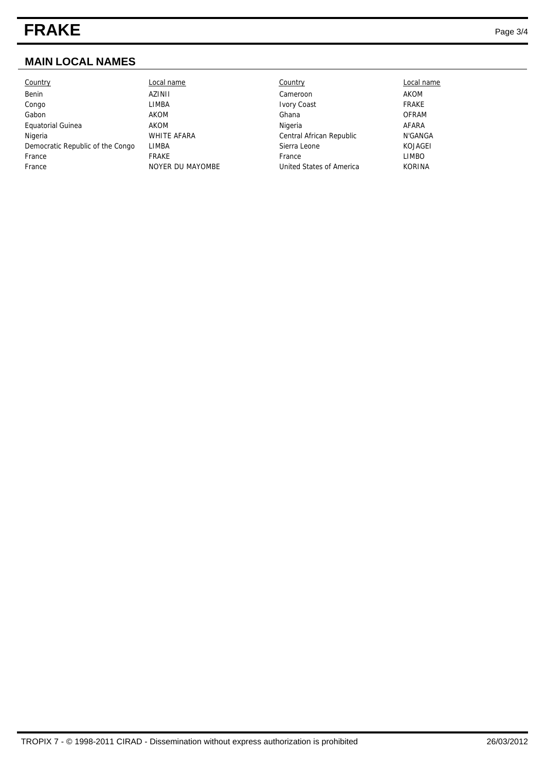## MAIN LOCAL NAMES

| Country | Local name | Country | Local name |
|---|---|---|---|
| Benin | AZINII | Cameroon | AKOM |
| Congo | LIMBA | Ivory Coast | FRAKE |
| Gabon | AKOM | Ghana | OFRAM |
| Equatorial Guinea | AKOM | Nigeria | AFARA |
| Nigeria | WHITE AFARA | Central African Republic | N'GANGA |
| Democratic Republic of the Congo | LIMBA | Sierra Leone | KOJAGEI |
| France | FRAKE | France | LIMBO |
| France | NOYER DU MAYOMBE | United States of America | KORINA |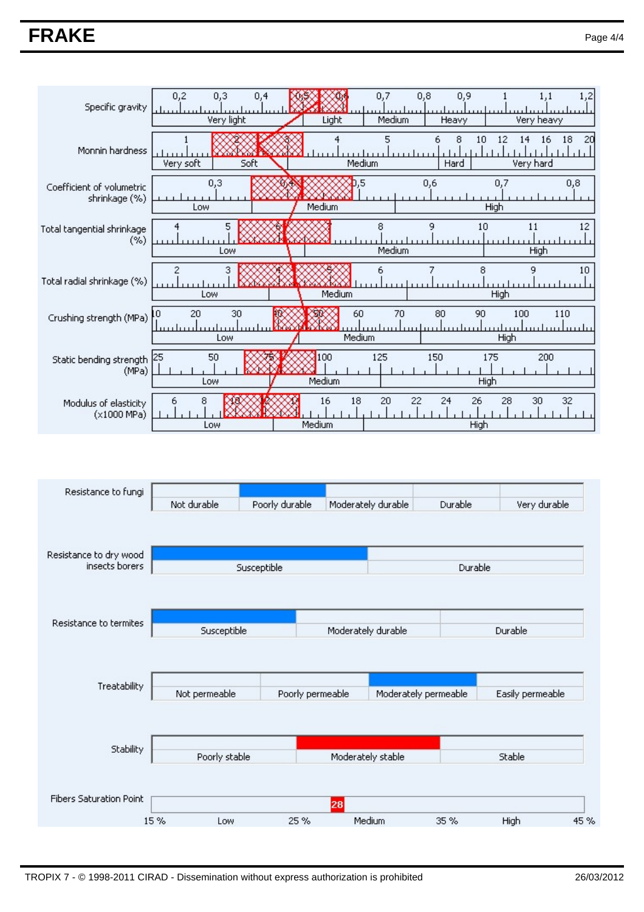# FRAKE

Specific gravity
0,2 0,3 0,4 0,5 0,6 0,7 0,8 0,9 1 1,1 1,2
Very light | Light | Medium | Heavy | Very heavy

Monnin hardness
1 2 3 4 5 6 8 10 12 14 16 18 20
Very soft | Soft | Medium | Hard | Very hard

Coefficient of volumetric shrinkage (%)
0,3 0,4 0,5 0,6 0,7 0,8
Low | Medium | High

Total tangential shrinkage (%)
4 5 6 7 8 9 10 11 12
Low | Medium | High

Total radial shrinkage (%)
2 3 4 5 6 7 8 9 10
Low | Medium | High

Crushing strength (MPa)
10 20 30 40 50 60 70 80 90 100 110
Low | Medium | High

Static bending strength (MPa)
25 50 75 100 125 150 175 200
Low | Medium | High

Modulus of elasticity (x1000 MPa)
6 8 10 12 14 16 18 20 22 24 26 28 30 32
Low | Medium | High

Resistance to fungi
Not durable | Poorly durable | Moderately durable | Durable | Very durable

Resistance to dry wood insects borers
Susceptible | Durable

Resistance to termites
Susceptible | Moderately durable | Durable

Treatability
Not permeable | Poorly permeable | Moderately permeable | Easily permeable

Stability
Poorly stable | Moderately stable | Stable

Fibers Saturation Point
28
15 % Low 25 % Medium 35 % High 45 %

TROPIX 7 - © 1998-2011 CIRAD - Dissemination without express authorization is prohibited

26/03/2012